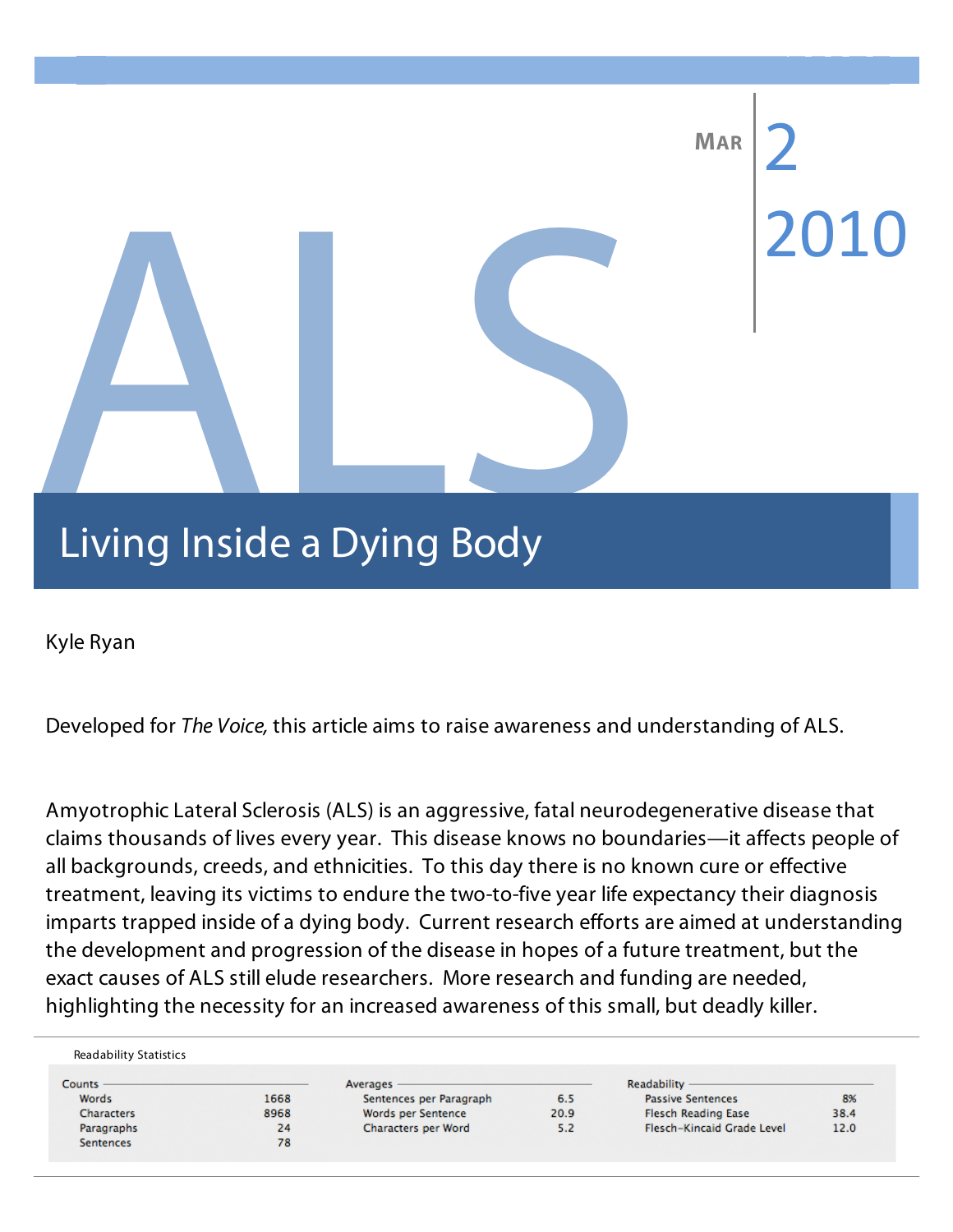MAR 2 2010

# ALS

## Living Inside a Dying Body

Kyle Ryan

Developed for *The Voice,* this article aims to raise awareness and understanding of ALS.

Amyotrophic Lateral Sclerosis (ALS) is an aggressive, fatal neurodegenerative disease that claims thousands of lives every year. This disease knows no boundaries—it affects people of all backgrounds, creeds, and ethnicities. To this day there is no known cure or effective treatment, leaving its victims to endure the two-to-five year life expectancy their diagnosis imparts trapped inside of a dying body. Current research efforts are aimed at understanding the development and progression of the disease in hopes of a future treatment, but the exact causes of ALS still elude researchers. More research and funding are needed, highlighting the necessity for an increased awareness of this small, but deadly killer.

Readability Statistics

| Counts | | Averages | | Readability | |
|---|---|---|---|---|---|
| Words | 1668 | Sentences per Paragraph | 6.5 | Passive Sentences | 8% |
| Characters | 8968 | Words per Sentence | 20.9 | Flesch Reading Ease | 38.4 |
| Paragraphs | 24 | Characters per Word | 5.2 | Flesch-Kincaid Grade Level | 12.0 |
| Sentences | 78 | | | | |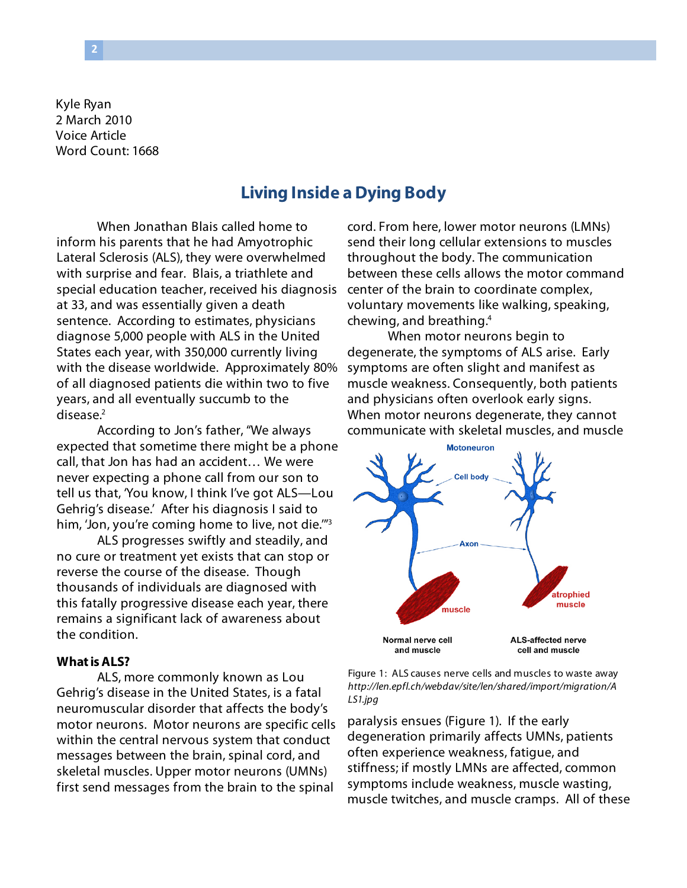Kyle Ryan
2 March 2010
Voice Article
Word Count: 1668

# Living Inside a Dying Body

When Jonathan Blais called home to inform his parents that he had Amyotrophic Lateral Sclerosis (ALS), they were overwhelmed with surprise and fear. Blais, a triathlete and special education teacher, received his diagnosis at 33, and was essentially given a death sentence. According to estimates, physicians diagnose 5,000 people with ALS in the United States each year, with 350,000 currently living with the disease worldwide. Approximately 80% of all diagnosed patients die within two to five years, and all eventually succumb to the disease.[2]

According to Jon's father, "We always expected that sometime there might be a phone call, that Jon has had an accident… We were never expecting a phone call from our son to tell us that, 'You know, I think I've got ALS—Lou Gehrig's disease.' After his diagnosis I said to him, 'Jon, you're coming home to live, not die.'"[3]

ALS progresses swiftly and steadily, and no cure or treatment yet exists that can stop or reverse the course of the disease. Though thousands of individuals are diagnosed with this fatally progressive disease each year, there remains a significant lack of awareness about the condition.

### What is ALS?

ALS, more commonly known as Lou Gehrig's disease in the United States, is a fatal neuromuscular disorder that affects the body's motor neurons. Motor neurons are specific cells within the central nervous system that conduct messages between the brain, spinal cord, and skeletal muscles. Upper motor neurons (UMNs) first send messages from the brain to the spinal cord. From here, lower motor neurons (LMNs) send their long cellular extensions to muscles throughout the body. The communication between these cells allows the motor command center of the brain to coordinate complex, voluntary movements like walking, speaking, chewing, and breathing.[4]

When motor neurons begin to degenerate, the symptoms of ALS arise. Early symptoms are often slight and manifest as muscle weakness. Consequently, both patients and physicians often overlook early signs. When motor neurons degenerate, they cannot communicate with skeletal muscles, and muscle paralysis ensues (Figure 1). If the early degeneration primarily affects UMNs, patients often experience weakness, fatigue, and stiffness; if mostly LMNs are affected, common symptoms include weakness, muscle wasting, muscle twitches, and muscle cramps. All of these

Figure 1: ALS causes nerve cells and muscles to waste away
*http://len.epfl.ch/webdav/site/len/shared/import/migration/ALS1.jpg*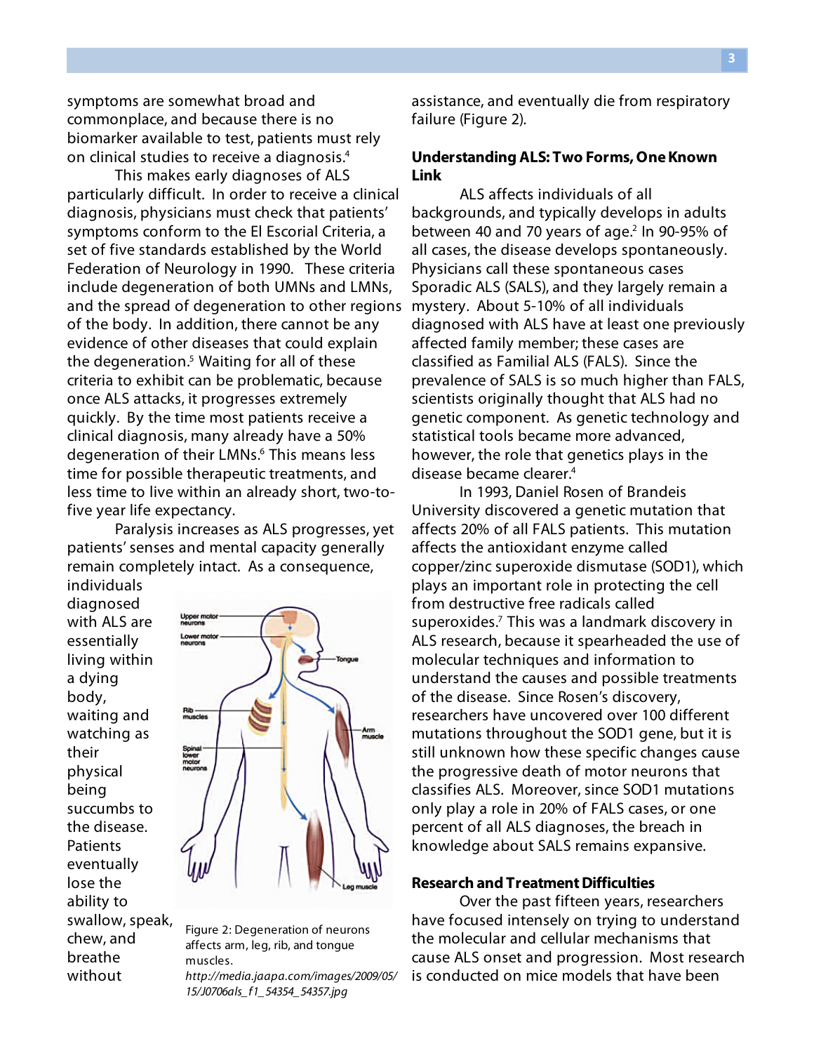symptoms are somewhat broad and commonplace, and because there is no biomarker available to test, patients must rely on clinical studies to receive a diagnosis.[4]

This makes early diagnoses of ALS particularly difficult. In order to receive a clinical diagnosis, physicians must check that patients' symptoms conform to the El Escorial Criteria, a set of five standards established by the World Federation of Neurology in 1990. These criteria include degeneration of both UMNs and LMNs, and the spread of degeneration to other regions of the body. In addition, there cannot be any evidence of other diseases that could explain the degeneration.[5] Waiting for all of these criteria to exhibit can be problematic, because once ALS attacks, it progresses extremely quickly. By the time most patients receive a clinical diagnosis, many already have a 50% degeneration of their LMNs.[6] This means less time for possible therapeutic treatments, and less time to live within an already short, two-to-five year life expectancy.

Paralysis increases as ALS progresses, yet patients' senses and mental capacity generally remain completely intact. As a consequence, individuals diagnosed with ALS are essentially living within a dying body, waiting and watching as their physical being succumbs to the disease. Patients eventually lose the ability to swallow, speak, chew, and breathe without assistance, and eventually die from respiratory failure (Figure 2).

Figure 2: Degeneration of neurons affects arm, leg, rib, and tongue muscles.
*http://media.jaapa.com/images/2009/05/15/J0706als_f1_54354_54357.jpg*

## Understanding ALS: Two Forms, One Known Link

ALS affects individuals of all backgrounds, and typically develops in adults between 40 and 70 years of age.[2] In 90-95% of all cases, the disease develops spontaneously. Physicians call these spontaneous cases Sporadic ALS (SALS), and they largely remain a mystery. About 5-10% of all individuals diagnosed with ALS have at least one previously affected family member; these cases are classified as Familial ALS (FALS). Since the prevalence of SALS is so much higher than FALS, scientists originally thought that ALS had no genetic component. As genetic technology and statistical tools became more advanced, however, the role that genetics plays in the disease became clearer.[4]

In 1993, Daniel Rosen of Brandeis University discovered a genetic mutation that affects 20% of all FALS patients. This mutation affects the antioxidant enzyme called copper/zinc superoxide dismutase (SOD1), which plays an important role in protecting the cell from destructive free radicals called superoxides.[7] This was a landmark discovery in ALS research, because it spearheaded the use of molecular techniques and information to understand the causes and possible treatments of the disease. Since Rosen's discovery, researchers have uncovered over 100 different mutations throughout the SOD1 gene, but it is still unknown how these specific changes cause the progressive death of motor neurons that classifies ALS. Moreover, since SOD1 mutations only play a role in 20% of FALS cases, or one percent of all ALS diagnoses, the breach in knowledge about SALS remains expansive.

## Research and Treatment Difficulties

Over the past fifteen years, researchers have focused intensely on trying to understand the molecular and cellular mechanisms that cause ALS onset and progression. Most research is conducted on mice models that have been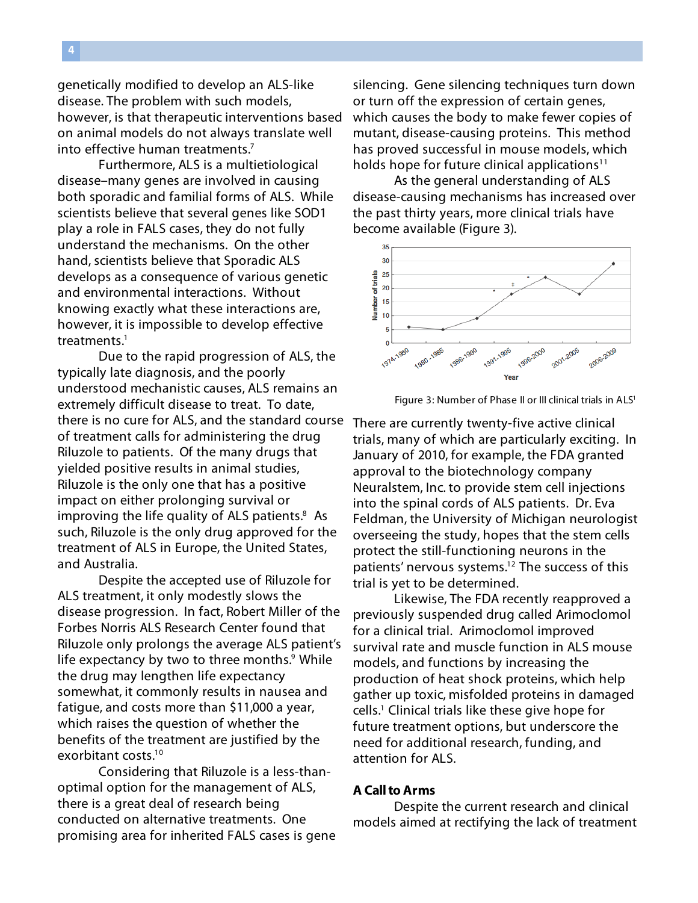genetically modified to develop an ALS-like disease. The problem with such models, however, is that therapeutic interventions based on animal models do not always translate well into effective human treatments.[7]

Furthermore, ALS is a multietiological disease–many genes are involved in causing both sporadic and familial forms of ALS. While scientists believe that several genes like SOD1 play a role in FALS cases, they do not fully understand the mechanisms. On the other hand, scientists believe that Sporadic ALS develops as a consequence of various genetic and environmental interactions. Without knowing exactly what these interactions are, however, it is impossible to develop effective treatments.[1]

Due to the rapid progression of ALS, the typically late diagnosis, and the poorly understood mechanistic causes, ALS remains an extremely difficult disease to treat. To date, there is no cure for ALS, and the standard course of treatment calls for administering the drug Riluzole to patients. Of the many drugs that yielded positive results in animal studies, Riluzole is the only one that has a positive impact on either prolonging survival or improving the life quality of ALS patients.[8] As such, Riluzole is the only drug approved for the treatment of ALS in Europe, the United States, and Australia.

Despite the accepted use of Riluzole for ALS treatment, it only modestly slows the disease progression. In fact, Robert Miller of the Forbes Norris ALS Research Center found that Riluzole only prolongs the average ALS patient's life expectancy by two to three months.[9] While the drug may lengthen life expectancy somewhat, it commonly results in nausea and fatigue, and costs more than $11,000 a year, which raises the question of whether the benefits of the treatment are justified by the exorbitant costs.[10]

Considering that Riluzole is a less-than-optimal option for the management of ALS, there is a great deal of research being conducted on alternative treatments. One promising area for inherited FALS cases is gene silencing. Gene silencing techniques turn down or turn off the expression of certain genes, which causes the body to make fewer copies of mutant, disease-causing proteins. This method has proved successful in mouse models, which holds hope for future clinical applications[11]

As the general understanding of ALS disease-causing mechanisms has increased over the past thirty years, more clinical trials have become available (Figure 3).

Figure 3: Number of Phase II or III clinical trials in ALS[1]

There are currently twenty-five active clinical trials, many of which are particularly exciting. In January of 2010, for example, the FDA granted approval to the biotechnology company Neuralstem, Inc. to provide stem cell injections into the spinal cords of ALS patients. Dr. Eva Feldman, the University of Michigan neurologist overseeing the study, hopes that the stem cells protect the still-functioning neurons in the patients' nervous systems.[12] The success of this trial is yet to be determined.

Likewise, The FDA recently reapproved a previously suspended drug called Arimoclomol for a clinical trial. Arimoclomol improved survival rate and muscle function in ALS mouse models, and functions by increasing the production of heat shock proteins, which help gather up toxic, misfolded proteins in damaged cells.[1] Clinical trials like these give hope for future treatment options, but underscore the need for additional research, funding, and attention for ALS.

### A Call to Arms

Despite the current research and clinical models aimed at rectifying the lack of treatment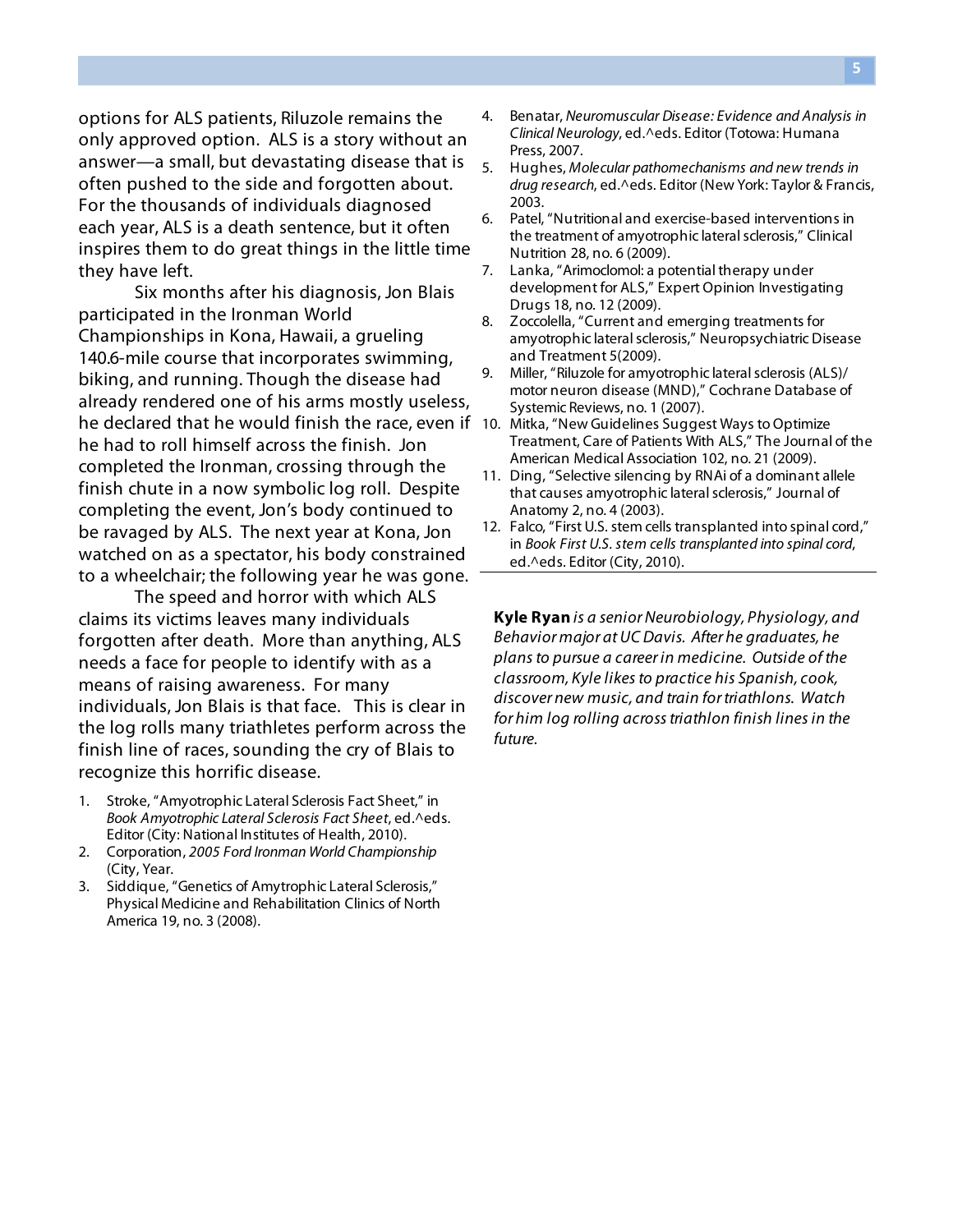options for ALS patients, Riluzole remains the only approved option. ALS is a story without an answer—a small, but devastating disease that is often pushed to the side and forgotten about. For the thousands of individuals diagnosed each year, ALS is a death sentence, but it often inspires them to do great things in the little time they have left.

Six months after his diagnosis, Jon Blais participated in the Ironman World Championships in Kona, Hawaii, a grueling 140.6-mile course that incorporates swimming, biking, and running. Though the disease had already rendered one of his arms mostly useless, he declared that he would finish the race, even if he had to roll himself across the finish. Jon completed the Ironman, crossing through the finish chute in a now symbolic log roll. Despite completing the event, Jon's body continued to be ravaged by ALS. The next year at Kona, Jon watched on as a spectator, his body constrained to a wheelchair; the following year he was gone.

The speed and horror with which ALS claims its victims leaves many individuals forgotten after death. More than anything, ALS needs a face for people to identify with as a means of raising awareness. For many individuals, Jon Blais is that face. This is clear in the log rolls many triathletes perform across the finish line of races, sounding the cry of Blais to recognize this horrific disease.

1. Stroke, "Amyotrophic Lateral Sclerosis Fact Sheet," in *Book Amyotrophic Lateral Sclerosis Fact Sheet*, ed.^eds. Editor (City: National Institutes of Health, 2010).
2. Corporation, *2005 Ford Ironman World Championship* (City, Year.
3. Siddique, "Genetics of Amytrophic Lateral Sclerosis," Physical Medicine and Rehabilitation Clinics of North America 19, no. 3 (2008).
4. Benatar, *Neuromuscular Disease: Evidence and Analysis in Clinical Neurology*, ed.^eds. Editor (Totowa: Humana Press, 2007.
5. Hughes, *Molecular pathomechanisms and new trends in drug research*, ed.^eds. Editor (New York: Taylor & Francis, 2003.
6. Patel, "Nutritional and exercise-based interventions in the treatment of amyotrophic lateral sclerosis," Clinical Nutrition 28, no. 6 (2009).
7. Lanka, "Arimoclomol: a potential therapy under development for ALS," Expert Opinion Investigating Drugs 18, no. 12 (2009).
8. Zoccolella, "Current and emerging treatments for amyotrophic lateral sclerosis," Neuropsychiatric Disease and Treatment 5(2009).
9. Miller, "Riluzole for amyotrophic lateral sclerosis (ALS)/ motor neuron disease (MND)," Cochrane Database of Systemic Reviews, no. 1 (2007).
10. Mitka, "New Guidelines Suggest Ways to Optimize Treatment, Care of Patients With ALS," The Journal of the American Medical Association 102, no. 21 (2009).
11. Ding, "Selective silencing by RNAi of a dominant allele that causes amyotrophic lateral sclerosis," Journal of Anatomy 2, no. 4 (2003).
12. Falco, "First U.S. stem cells transplanted into spinal cord," in *Book First U.S. stem cells transplanted into spinal cord*, ed.^eds. Editor (City, 2010).

**Kyle Ryan** *is a senior Neurobiology, Physiology, and Behavior major at UC Davis. After he graduates, he plans to pursue a career in medicine. Outside of the classroom, Kyle likes to practice his Spanish, cook, discover new music, and train for triathlons. Watch for him log rolling across triathlon finish lines in the future.*